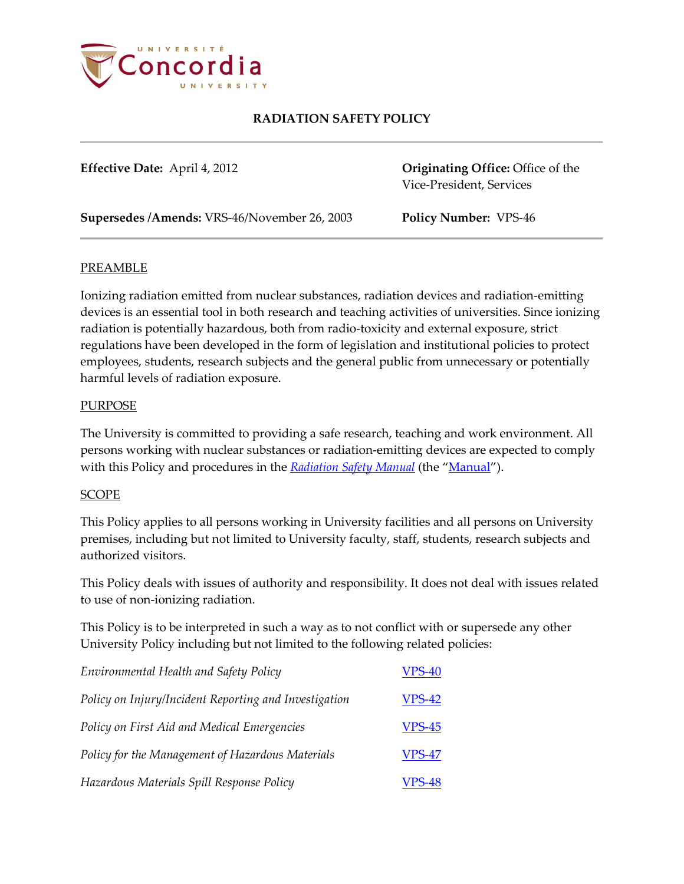# RADIATION SAFETY POLICY

| | |
|---|---|
| **Effective Date:** April 4, 2012 | **Originating Office:** Office of the Vice-President, Services |
| **Supersedes /Amends:** VRS-46/November 26, 2003 | **Policy Number:** VPS-46 |

## PREAMBLE

Ionizing radiation emitted from nuclear substances, radiation devices and radiation-emitting devices is an essential tool in both research and teaching activities of universities. Since ionizing radiation is potentially hazardous, both from radio-toxicity and external exposure, strict regulations have been developed in the form of legislation and institutional policies to protect employees, students, research subjects and the general public from unnecessary or potentially harmful levels of radiation exposure.

## PURPOSE

The University is committed to providing a safe research, teaching and work environment. All persons working with nuclear substances or radiation-emitting devices are expected to comply with this Policy and procedures in the *Radiation Safety Manual* (the "Manual").

## SCOPE

This Policy applies to all persons working in University facilities and all persons on University premises, including but not limited to University faculty, staff, students, research subjects and authorized visitors.

This Policy deals with issues of authority and responsibility. It does not deal with issues related to use of non-ionizing radiation.

This Policy is to be interpreted in such a way as to not conflict with or supersede any other University Policy including but not limited to the following related policies:

| | |
|---|---|
| *Environmental Health and Safety Policy* | VPS-40 |
| *Policy on Injury/Incident Reporting and Investigation* | VPS-42 |
| *Policy on First Aid and Medical Emergencies* | VPS-45 |
| *Policy for the Management of Hazardous Materials* | VPS-47 |
| *Hazardous Materials Spill Response Policy* | VPS-48 |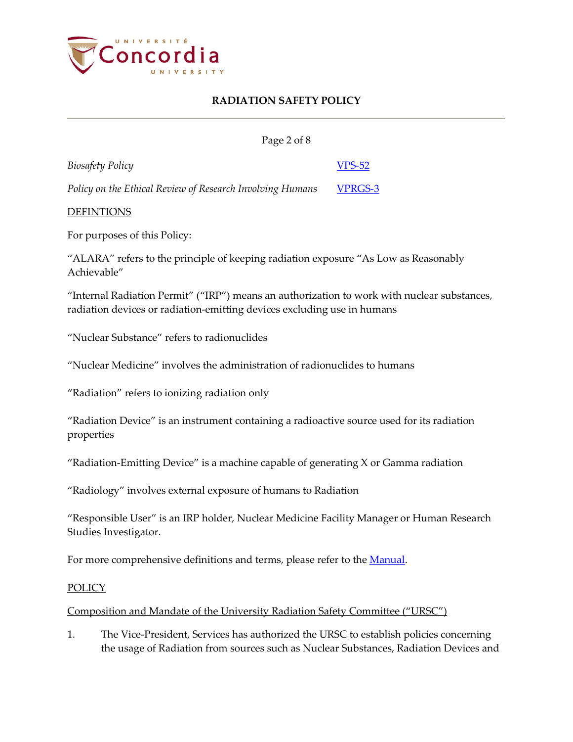| | |
|---|---|
| *Biosafety Policy* | [VPS-52] |
| *Policy on the Ethical Review of Research Involving Humans* | [VPRGS-3] |

DEFINTIONS

For purposes of this Policy:

"ALARA" refers to the principle of keeping radiation exposure "As Low as Reasonably Achievable"

"Internal Radiation Permit" ("IRP") means an authorization to work with nuclear substances, radiation devices or radiation-emitting devices excluding use in humans

"Nuclear Substance" refers to radionuclides

"Nuclear Medicine" involves the administration of radionuclides to humans

"Radiation" refers to ionizing radiation only

"Radiation Device" is an instrument containing a radioactive source used for its radiation properties

"Radiation-Emitting Device" is a machine capable of generating X or Gamma radiation

"Radiology" involves external exposure of humans to Radiation

"Responsible User" is an IRP holder, Nuclear Medicine Facility Manager or Human Research Studies Investigator.

For more comprehensive definitions and terms, please refer to the Manual.

POLICY

Composition and Mandate of the University Radiation Safety Committee ("URSC")

1. The Vice-President, Services has authorized the URSC to establish policies concerning the usage of Radiation from sources such as Nuclear Substances, Radiation Devices and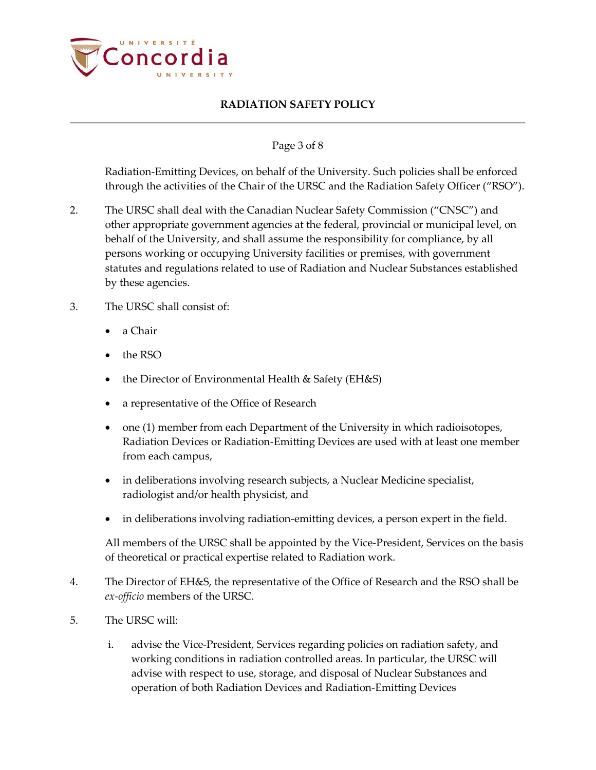Radiation-Emitting Devices, on behalf of the University. Such policies shall be enforced through the activities of the Chair of the URSC and the Radiation Safety Officer ("RSO").

2. The URSC shall deal with the Canadian Nuclear Safety Commission ("CNSC") and other appropriate government agencies at the federal, provincial or municipal level, on behalf of the University, and shall assume the responsibility for compliance, by all persons working or occupying University facilities or premises, with government statutes and regulations related to use of Radiation and Nuclear Substances established by these agencies.

3. The URSC shall consist of:

   - a Chair
   - the RSO
   - the Director of Environmental Health & Safety (EH&S)
   - a representative of the Office of Research
   - one (1) member from each Department of the University in which radioisotopes, Radiation Devices or Radiation-Emitting Devices are used with at least one member from each campus,
   - in deliberations involving research subjects, a Nuclear Medicine specialist, radiologist and/or health physicist, and
   - in deliberations involving radiation-emitting devices, a person expert in the field.

   All members of the URSC shall be appointed by the Vice-President, Services on the basis of theoretical or practical expertise related to Radiation work.

4. The Director of EH&S, the representative of the Office of Research and the RSO shall be *ex-officio* members of the URSC.

5. The URSC will:

   i. advise the Vice-President, Services regarding policies on radiation safety, and working conditions in radiation controlled areas. In particular, the URSC will advise with respect to use, storage, and disposal of Nuclear Substances and operation of both Radiation Devices and Radiation-Emitting Devices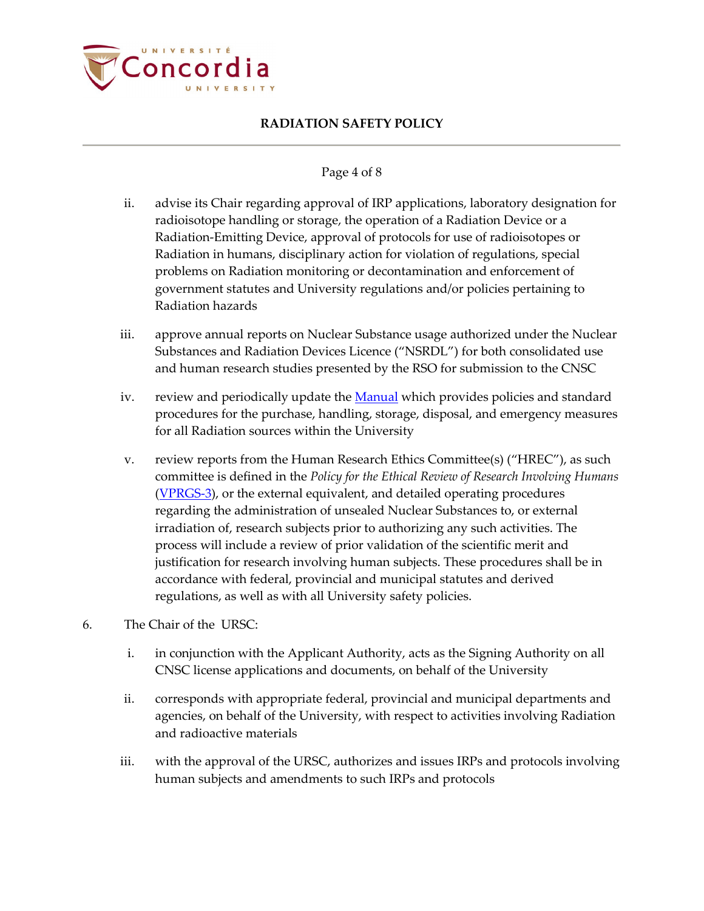ii. advise its Chair regarding approval of IRP applications, laboratory designation for radioisotope handling or storage, the operation of a Radiation Device or a Radiation-Emitting Device, approval of protocols for use of radioisotopes or Radiation in humans, disciplinary action for violation of regulations, special problems on Radiation monitoring or decontamination and enforcement of government statutes and University regulations and/or policies pertaining to Radiation hazards

iii. approve annual reports on Nuclear Substance usage authorized under the Nuclear Substances and Radiation Devices Licence ("NSRDL") for both consolidated use and human research studies presented by the RSO for submission to the CNSC

iv. review and periodically update the [Manual] which provides policies and standard procedures for the purchase, handling, storage, disposal, and emergency measures for all Radiation sources within the University

v. review reports from the Human Research Ethics Committee(s) ("HREC"), as such committee is defined in the *Policy for the Ethical Review of Research Involving Humans* ([VPRGS-3]), or the external equivalent, and detailed operating procedures regarding the administration of unsealed Nuclear Substances to, or external irradiation of, research subjects prior to authorizing any such activities. The process will include a review of prior validation of the scientific merit and justification for research involving human subjects. These procedures shall be in accordance with federal, provincial and municipal statutes and derived regulations, as well as with all University safety policies.

6. The Chair of the URSC:

i. in conjunction with the Applicant Authority, acts as the Signing Authority on all CNSC license applications and documents, on behalf of the University

ii. corresponds with appropriate federal, provincial and municipal departments and agencies, on behalf of the University, with respect to activities involving Radiation and radioactive materials

iii. with the approval of the URSC, authorizes and issues IRPs and protocols involving human subjects and amendments to such IRPs and protocols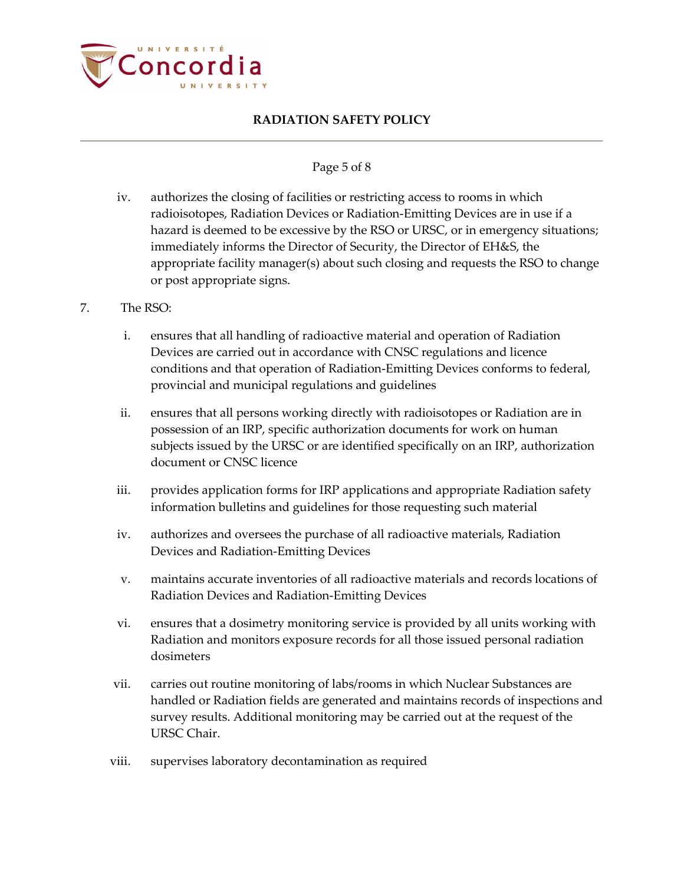iv. authorizes the closing of facilities or restricting access to rooms in which radioisotopes, Radiation Devices or Radiation-Emitting Devices are in use if a hazard is deemed to be excessive by the RSO or URSC, or in emergency situations; immediately informs the Director of Security, the Director of EH&S, the appropriate facility manager(s) about such closing and requests the RSO to change or post appropriate signs.

7. The RSO:

   i. ensures that all handling of radioactive material and operation of Radiation Devices are carried out in accordance with CNSC regulations and licence conditions and that operation of Radiation-Emitting Devices conforms to federal, provincial and municipal regulations and guidelines

   ii. ensures that all persons working directly with radioisotopes or Radiation are in possession of an IRP, specific authorization documents for work on human subjects issued by the URSC or are identified specifically on an IRP, authorization document or CNSC licence

   iii. provides application forms for IRP applications and appropriate Radiation safety information bulletins and guidelines for those requesting such material

   iv. authorizes and oversees the purchase of all radioactive materials, Radiation Devices and Radiation-Emitting Devices

   v. maintains accurate inventories of all radioactive materials and records locations of Radiation Devices and Radiation-Emitting Devices

   vi. ensures that a dosimetry monitoring service is provided by all units working with Radiation and monitors exposure records for all those issued personal radiation dosimeters

   vii. carries out routine monitoring of labs/rooms in which Nuclear Substances are handled or Radiation fields are generated and maintains records of inspections and survey results. Additional monitoring may be carried out at the request of the URSC Chair.

   viii. supervises laboratory decontamination as required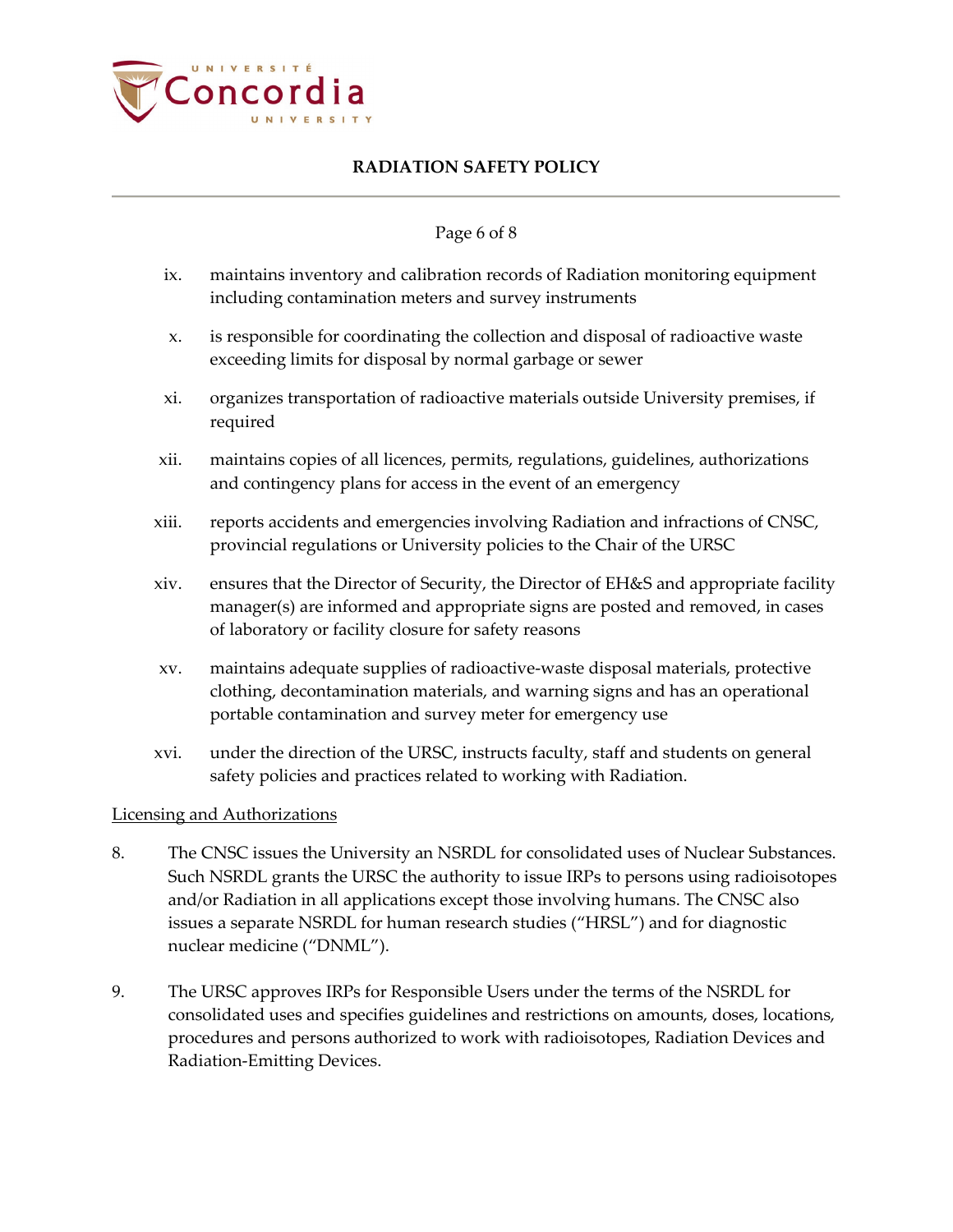ix. maintains inventory and calibration records of Radiation monitoring equipment including contamination meters and survey instruments

x. is responsible for coordinating the collection and disposal of radioactive waste exceeding limits for disposal by normal garbage or sewer

xi. organizes transportation of radioactive materials outside University premises, if required

xii. maintains copies of all licences, permits, regulations, guidelines, authorizations and contingency plans for access in the event of an emergency

xiii. reports accidents and emergencies involving Radiation and infractions of CNSC, provincial regulations or University policies to the Chair of the URSC

xiv. ensures that the Director of Security, the Director of EH&S and appropriate facility manager(s) are informed and appropriate signs are posted and removed, in cases of laboratory or facility closure for safety reasons

xv. maintains adequate supplies of radioactive-waste disposal materials, protective clothing, decontamination materials, and warning signs and has an operational portable contamination and survey meter for emergency use

xvi. under the direction of the URSC, instructs faculty, staff and students on general safety policies and practices related to working with Radiation.

<u>Licensing and Authorizations</u>

8. The CNSC issues the University an NSRDL for consolidated uses of Nuclear Substances. Such NSRDL grants the URSC the authority to issue IRPs to persons using radioisotopes and/or Radiation in all applications except those involving humans. The CNSC also issues a separate NSRDL for human research studies ("HRSL") and for diagnostic nuclear medicine ("DNML").

9. The URSC approves IRPs for Responsible Users under the terms of the NSRDL for consolidated uses and specifies guidelines and restrictions on amounts, doses, locations, procedures and persons authorized to work with radioisotopes, Radiation Devices and Radiation-Emitting Devices.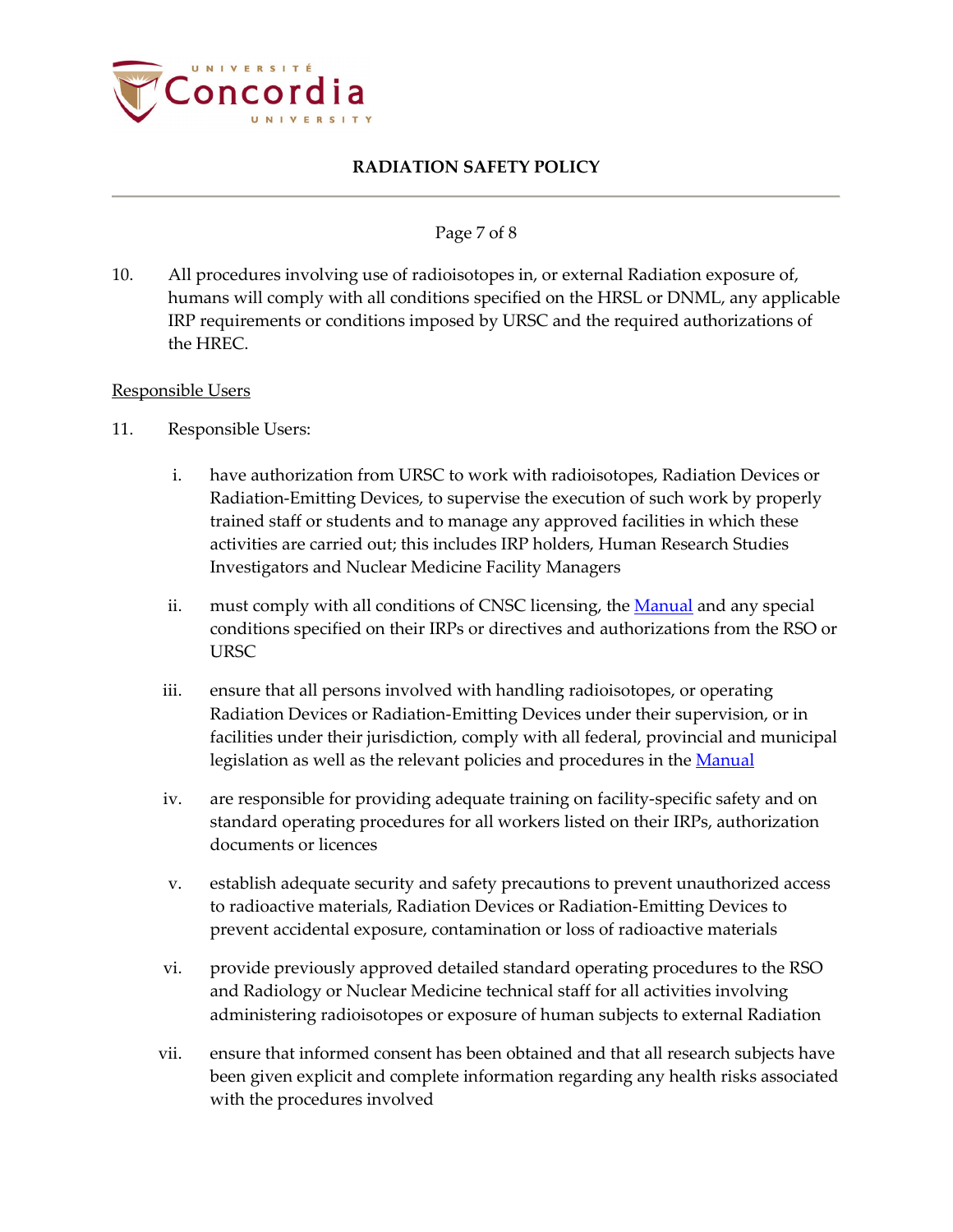10. All procedures involving use of radioisotopes in, or external Radiation exposure of, humans will comply with all conditions specified on the HRSL or DNML, any applicable IRP requirements or conditions imposed by URSC and the required authorizations of the HREC.

<u>Responsible Users</u>

11. Responsible Users:

    i. have authorization from URSC to work with radioisotopes, Radiation Devices or Radiation-Emitting Devices, to supervise the execution of such work by properly trained staff or students and to manage any approved facilities in which these activities are carried out; this includes IRP holders, Human Research Studies Investigators and Nuclear Medicine Facility Managers

    ii. must comply with all conditions of CNSC licensing, the Manual and any special conditions specified on their IRPs or directives and authorizations from the RSO or URSC

    iii. ensure that all persons involved with handling radioisotopes, or operating Radiation Devices or Radiation-Emitting Devices under their supervision, or in facilities under their jurisdiction, comply with all federal, provincial and municipal legislation as well as the relevant policies and procedures in the Manual

    iv. are responsible for providing adequate training on facility-specific safety and on standard operating procedures for all workers listed on their IRPs, authorization documents or licences

    v. establish adequate security and safety precautions to prevent unauthorized access to radioactive materials, Radiation Devices or Radiation-Emitting Devices to prevent accidental exposure, contamination or loss of radioactive materials

    vi. provide previously approved detailed standard operating procedures to the RSO and Radiology or Nuclear Medicine technical staff for all activities involving administering radioisotopes or exposure of human subjects to external Radiation

    vii. ensure that informed consent has been obtained and that all research subjects have been given explicit and complete information regarding any health risks associated with the procedures involved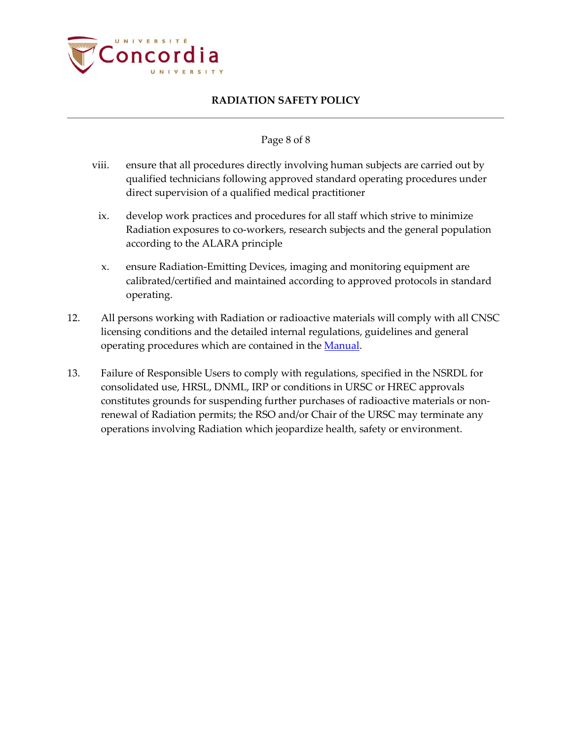viii. ensure that all procedures directly involving human subjects are carried out by qualified technicians following approved standard operating procedures under direct supervision of a qualified medical practitioner

ix. develop work practices and procedures for all staff which strive to minimize Radiation exposures to co-workers, research subjects and the general population according to the ALARA principle

x. ensure Radiation-Emitting Devices, imaging and monitoring equipment are calibrated/certified and maintained according to approved protocols in standard operating.

12. All persons working with Radiation or radioactive materials will comply with all CNSC licensing conditions and the detailed internal regulations, guidelines and general operating procedures which are contained in the [Manual].

13. Failure of Responsible Users to comply with regulations, specified in the NSRDL for consolidated use, HRSL, DNML, IRP or conditions in URSC or HREC approvals constitutes grounds for suspending further purchases of radioactive materials or non-renewal of Radiation permits; the RSO and/or Chair of the URSC may terminate any operations involving Radiation which jeopardize health, safety or environment.